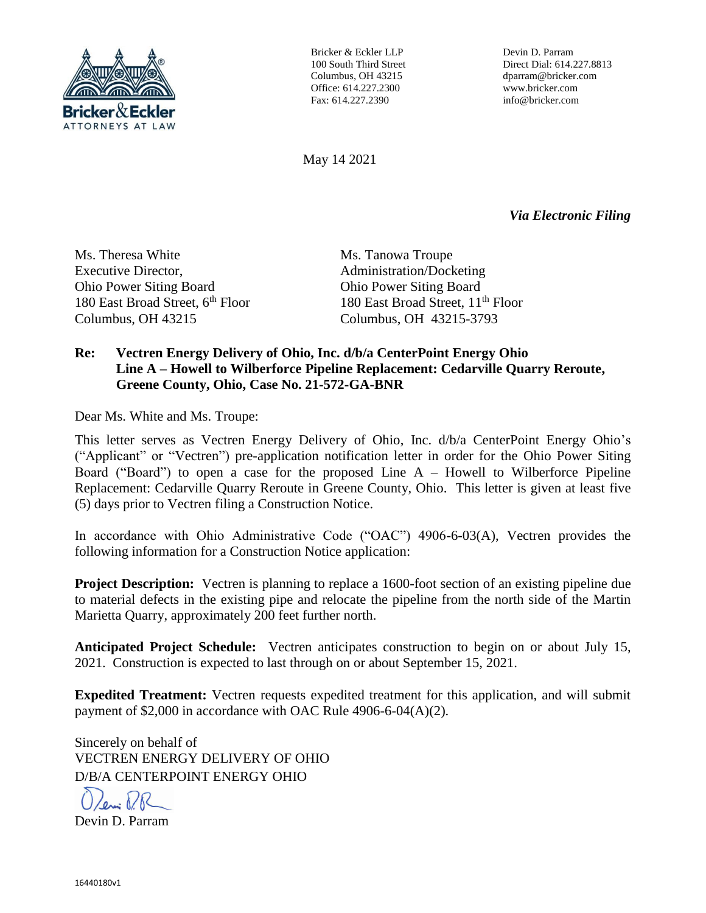Bricker & Eckler
ATTORNEYS AT LAW

Bricker & Eckler LLP
100 South Third Street
Columbus, OH 43215
Office: 614.227.2300
Fax: 614.227.2390

Devin D. Parram
Direct Dial: 614.227.8813
dparram@bricker.com
www.bricker.com
info@bricker.com

May 14 2021

*Via Electronic Filing*

Ms. Theresa White
Executive Director,
Ohio Power Siting Board
180 East Broad Street, 6th Floor
Columbus, OH 43215

Ms. Tanowa Troupe
Administration/Docketing
Ohio Power Siting Board
180 East Broad Street, 11th Floor
Columbus, OH 43215-3793

**Re: Vectren Energy Delivery of Ohio, Inc. d/b/a CenterPoint Energy Ohio Line A – Howell to Wilberforce Pipeline Replacement: Cedarville Quarry Reroute, Greene County, Ohio, Case No. 21-572-GA-BNR**

Dear Ms. White and Ms. Troupe:

This letter serves as Vectren Energy Delivery of Ohio, Inc. d/b/a CenterPoint Energy Ohio's ("Applicant" or "Vectren") pre-application notification letter in order for the Ohio Power Siting Board ("Board") to open a case for the proposed Line A – Howell to Wilberforce Pipeline Replacement: Cedarville Quarry Reroute in Greene County, Ohio. This letter is given at least five (5) days prior to Vectren filing a Construction Notice.

In accordance with Ohio Administrative Code ("OAC") 4906-6-03(A), Vectren provides the following information for a Construction Notice application:

**Project Description:** Vectren is planning to replace a 1600-foot section of an existing pipeline due to material defects in the existing pipe and relocate the pipeline from the north side of the Martin Marietta Quarry, approximately 200 feet further north.

**Anticipated Project Schedule:** Vectren anticipates construction to begin on or about July 15, 2021. Construction is expected to last through on or about September 15, 2021.

**Expedited Treatment:** Vectren requests expedited treatment for this application, and will submit payment of $2,000 in accordance with OAC Rule 4906-6-04(A)(2).

Sincerely on behalf of
VECTREN ENERGY DELIVERY OF OHIO
D/B/A CENTERPOINT ENERGY OHIO

Devin D. Parram

16440180v1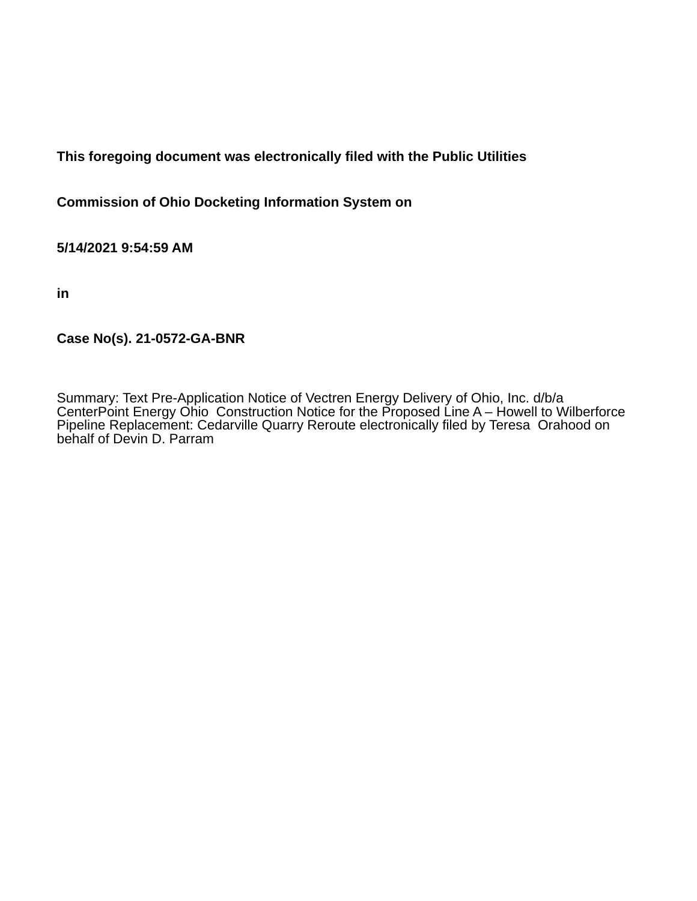**This foregoing document was electronically filed with the Public Utilities**

**Commission of Ohio Docketing Information System on**

**5/14/2021 9:54:59 AM**

**in**

**Case No(s). 21-0572-GA-BNR**

Summary: Text Pre-Application Notice of Vectren Energy Delivery of Ohio, Inc. d/b/a CenterPoint Energy Ohio Construction Notice for the Proposed Line A – Howell to Wilberforce Pipeline Replacement: Cedarville Quarry Reroute electronically filed by Teresa Orahood on behalf of Devin D. Parram